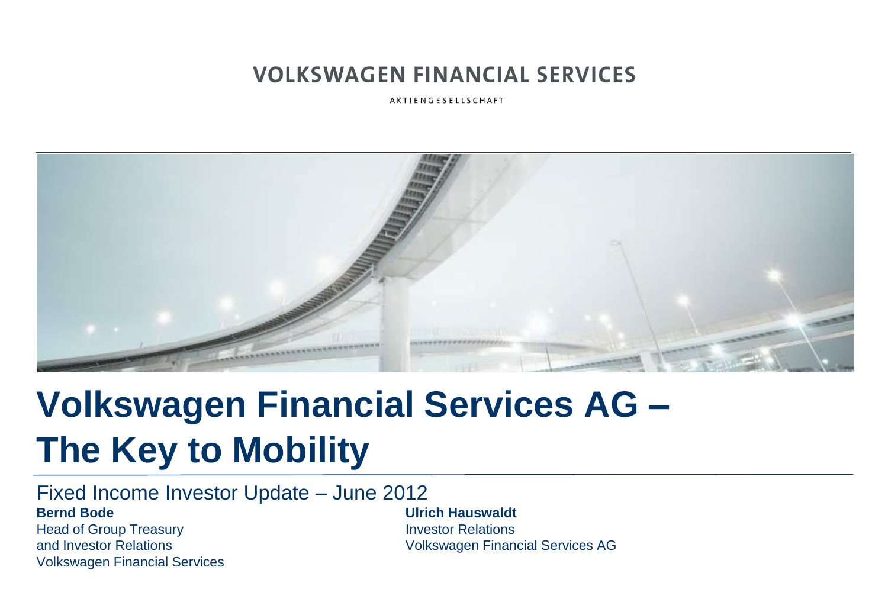VOLKSWAGEN FINANCIAL SERVICES

AKTIENGESELLSCHAFT

# Volkswagen Financial Services AG – The Key to Mobility

Fixed Income Investor Update – June 2012

**Bernd Bode**
Head of Group Treasury
and Investor Relations
Volkswagen Financial Services

**Ulrich Hauswaldt**
Investor Relations
Volkswagen Financial Services AG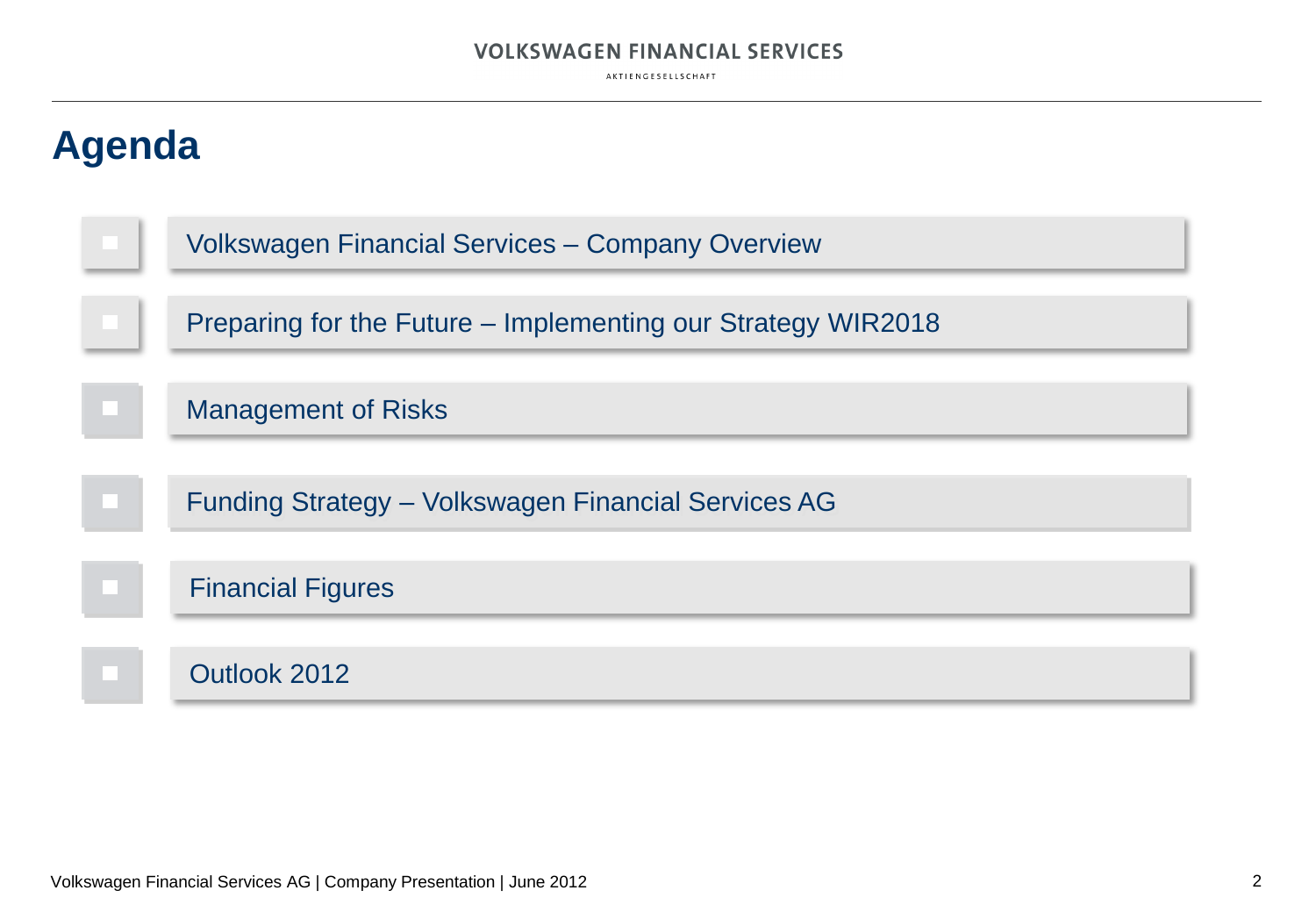# Agenda

- Volkswagen Financial Services – Company Overview
- Preparing for the Future – Implementing our Strategy WIR2018
- Management of Risks
- Funding Strategy – Volkswagen Financial Services AG
- Financial Figures
- Outlook 2012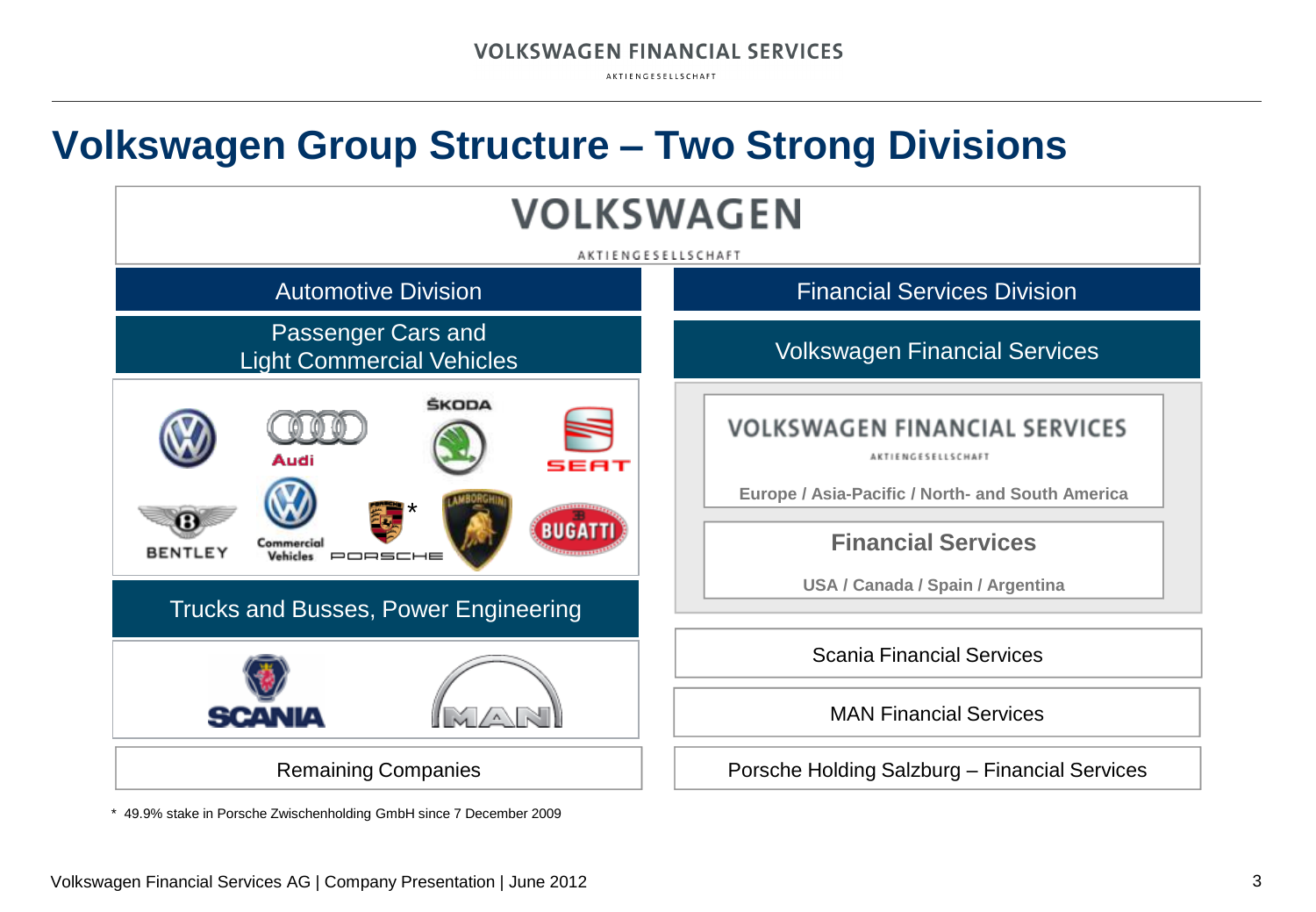# Volkswagen Group Structure – Two Strong Divisions

## VOLKSWAGEN

AKTIENGESELLSCHAFT

| Automotive Division | Financial Services Division |
|---|---|
| Passenger Cars and Light Commercial Vehicles | Volkswagen Financial Services |
| Volkswagen, Audi, ŠKODA, SEAT, Bentley, Volkswagen Commercial Vehicles, Porsche*, Lamborghini, Bugatti | VOLKSWAGEN FINANCIAL SERVICES AKTIENGESELLSCHAFT – Europe / Asia-Pacific / North- and South America |
| | Financial Services – USA / Canada / Spain / Argentina |
| Trucks and Busses, Power Engineering | Scania Financial Services |
| Scania, MAN | MAN Financial Services |
| Remaining Companies | Porsche Holding Salzburg – Financial Services |

\* 49.9% stake in Porsche Zwischenholding GmbH since 7 December 2009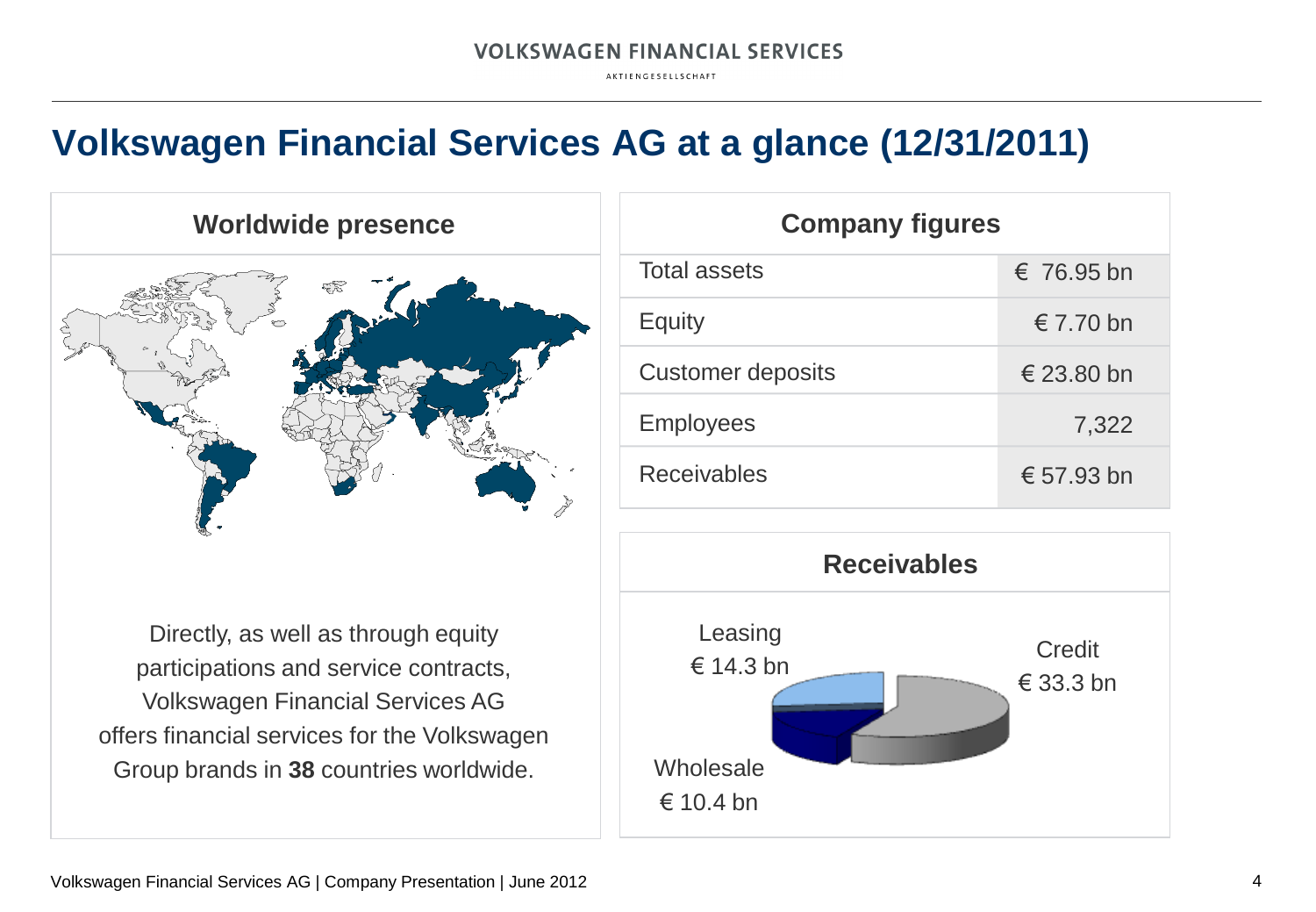# Volkswagen Financial Services AG at a glance (12/31/2011)

## Worldwide presence

Directly, as well as through equity participations and service contracts, Volkswagen Financial Services AG offers financial services for the Volkswagen Group brands in **38** countries worldwide.

## Company figures

| | |
|---|---|
| Total assets | € 76.95 bn |
| Equity | € 7.70 bn |
| Customer deposits | € 23.80 bn |
| Employees | 7,322 |
| Receivables | € 57.93 bn |

## Receivables

Leasing
€ 14.3 bn

Credit
€ 33.3 bn

Wholesale
€ 10.4 bn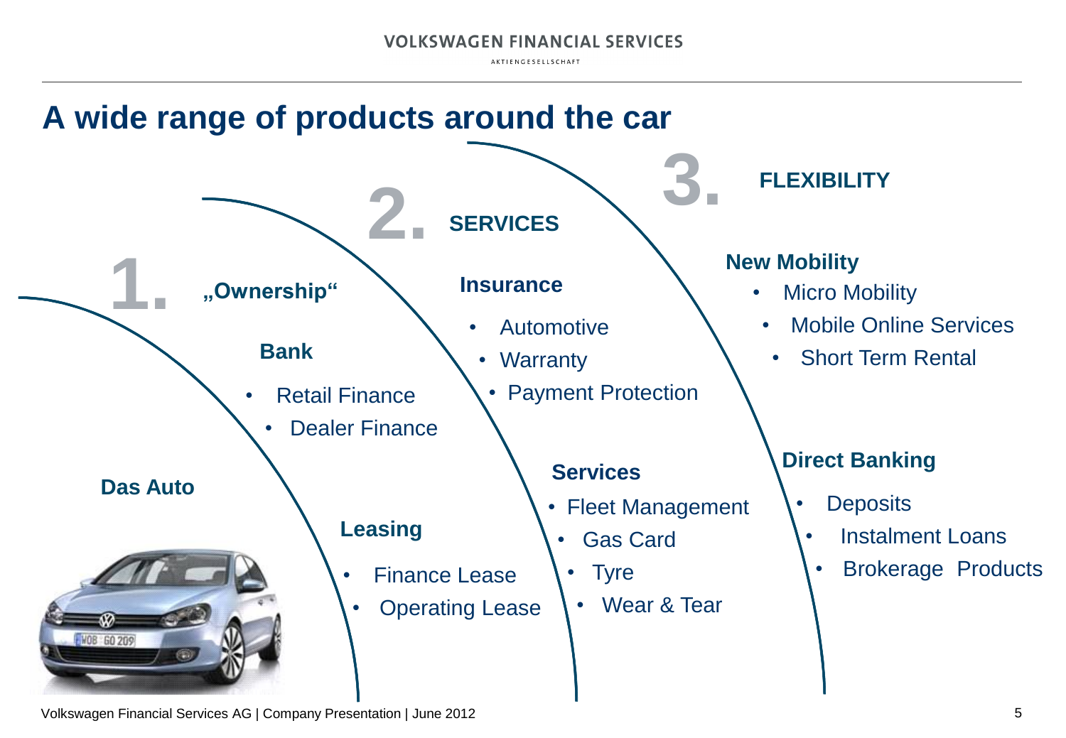# A wide range of products around the car

## 1. „Ownership“

**Das Auto**

### Bank

- Retail Finance
- Dealer Finance

### Leasing

- Finance Lease
- Operating Lease

## 2. SERVICES

### Insurance

- Automotive
- Warranty
- Payment Protection

### Services

- Fleet Management
- Gas Card
- Tyre
- Wear & Tear

## 3. FLEXIBILITY

### New Mobility

- Micro Mobility
- Mobile Online Services
- Short Term Rental

### Direct Banking

- Deposits
- Instalment Loans
- Brokerage Products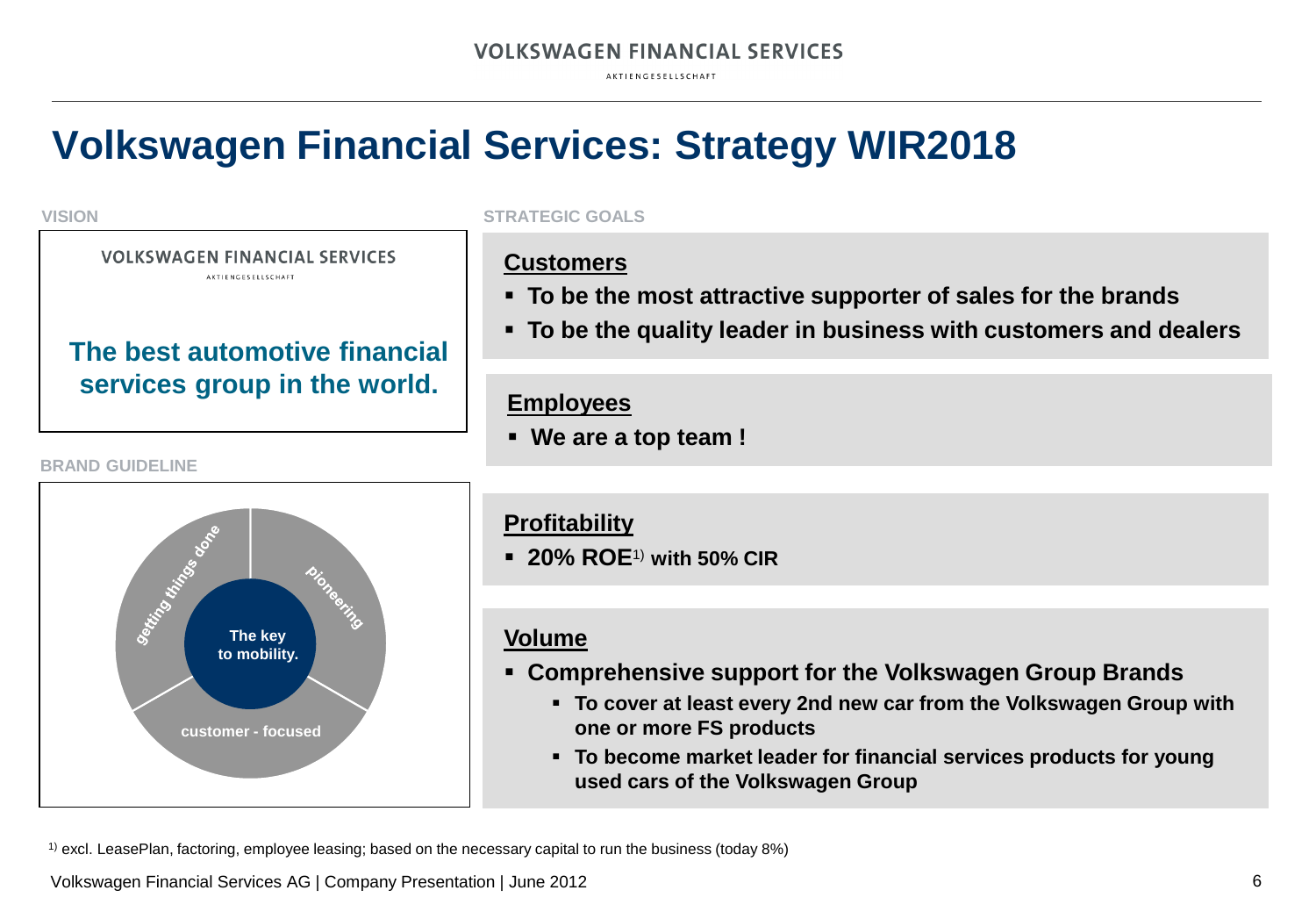# Volkswagen Financial Services: Strategy WIR2018

**VISION**

VOLKSWAGEN FINANCIAL SERVICES
AKTIENGESELLSCHAFT

**The best automotive financial services group in the world.**

**BRAND GUIDELINE**

- The key to mobility.
- getting things done
- pioneering
- customer - focused

**STRATEGIC GOALS**

**Customers**

- **To be the most attractive supporter of sales for the brands**
- **To be the quality leader in business with customers and dealers**

**Employees**

- **We are a top team !**

**Profitability**

- **20% ROE**[1] **with 50% CIR**

**Volume**

- **Comprehensive support for the Volkswagen Group Brands**
  - **To cover at least every 2nd new car from the Volkswagen Group with one or more FS products**
  - **To become market leader for financial services products for young used cars of the Volkswagen Group**

[1] excl. LeasePlan, factoring, employee leasing; based on the necessary capital to run the business (today 8%)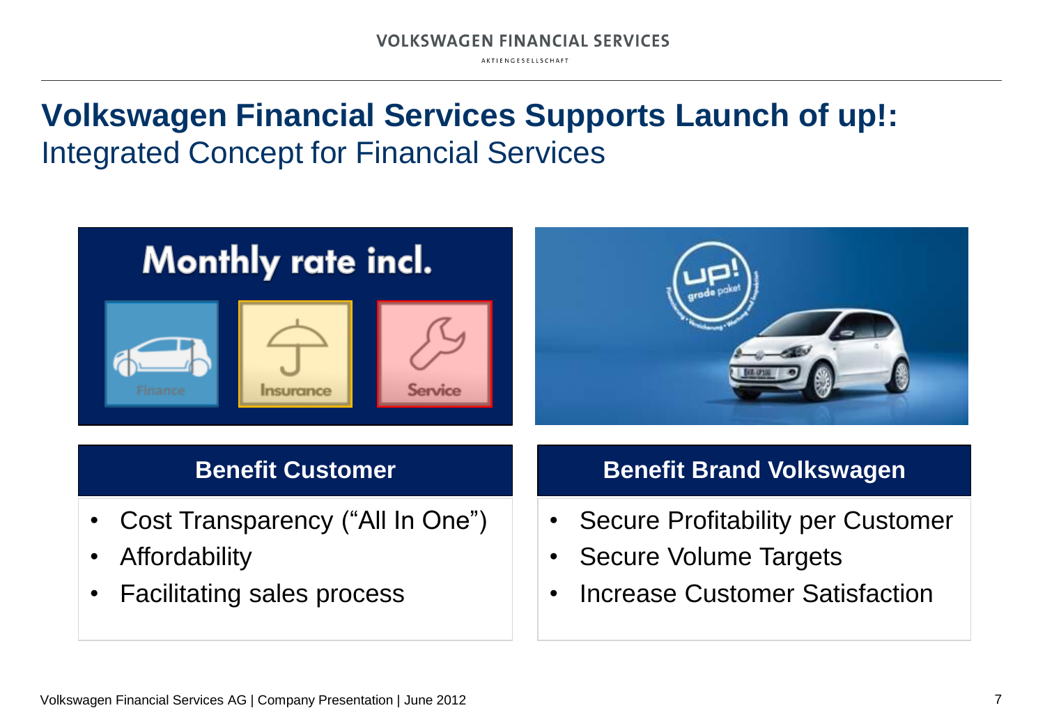# Volkswagen Financial Services Supports Launch of up!:

## Integrated Concept for Financial Services

Monthly rate incl.

Finance | Insurance | Service

### Benefit Customer

- Cost Transparency ("All In One")
- Affordability
- Facilitating sales process

### Benefit Brand Volkswagen

- Secure Profitability per Customer
- Secure Volume Targets
- Increase Customer Satisfaction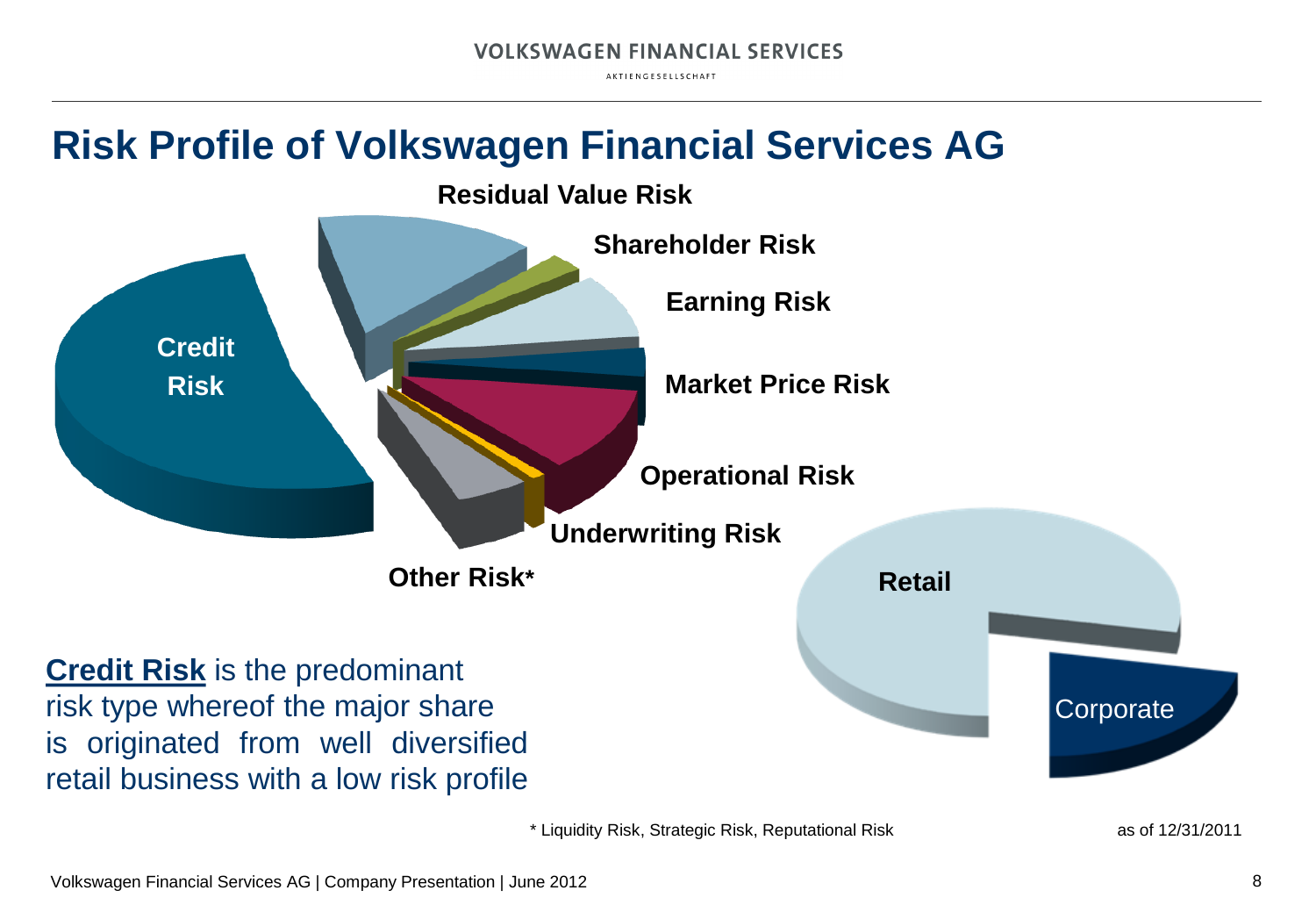# Risk Profile of Volkswagen Financial Services AG

Residual Value Risk

Shareholder Risk

Earning Risk

Market Price Risk

Operational Risk

Underwriting Risk

Other Risk*

Credit Risk

Retail

Corporate

**Credit Risk** is the predominant risk type whereof the major share is originated from well diversified retail business with a low risk profile

* Liquidity Risk, Strategic Risk, Reputational Risk

as of 12/31/2011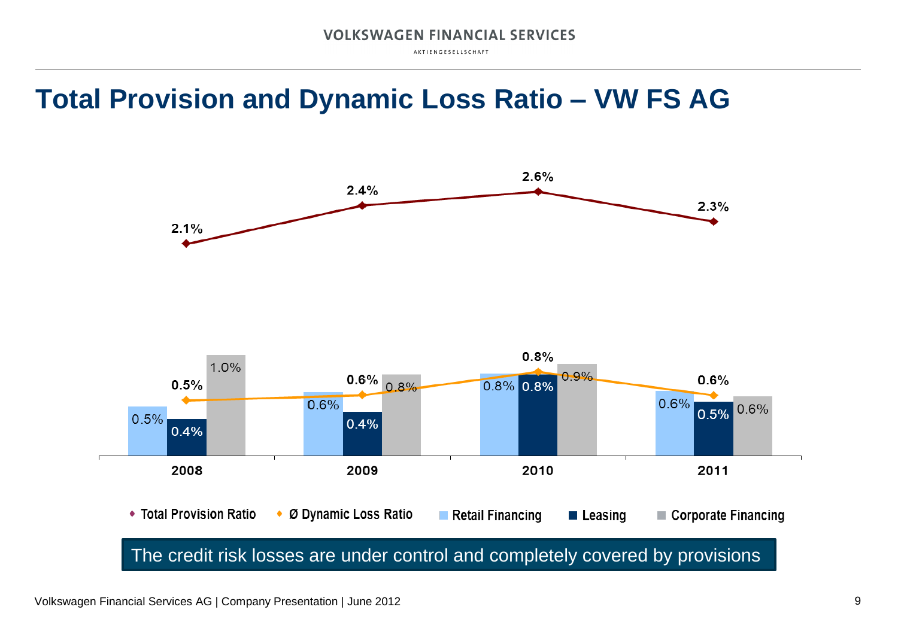# Total Provision and Dynamic Loss Ratio – VW FS AG

| | 2008 | 2009 | 2010 | 2011 |
|---|---|---|---|---|
| Total Provision Ratio | 2.1% | 2.4% | 2.6% | 2.3% |
| Ø Dynamic Loss Ratio | 0.5% | 0.6% | 0.8% | 0.6% |
| Retail Financing | 0.5% | 0.6% | 0.8% | 0.6% |
| Leasing | 0.4% | 0.4% | 0.8% | 0.5% |
| Corporate Financing | 1.0% | 0.8% | 0.9% | 0.6% |

The credit risk losses are under control and completely covered by provisions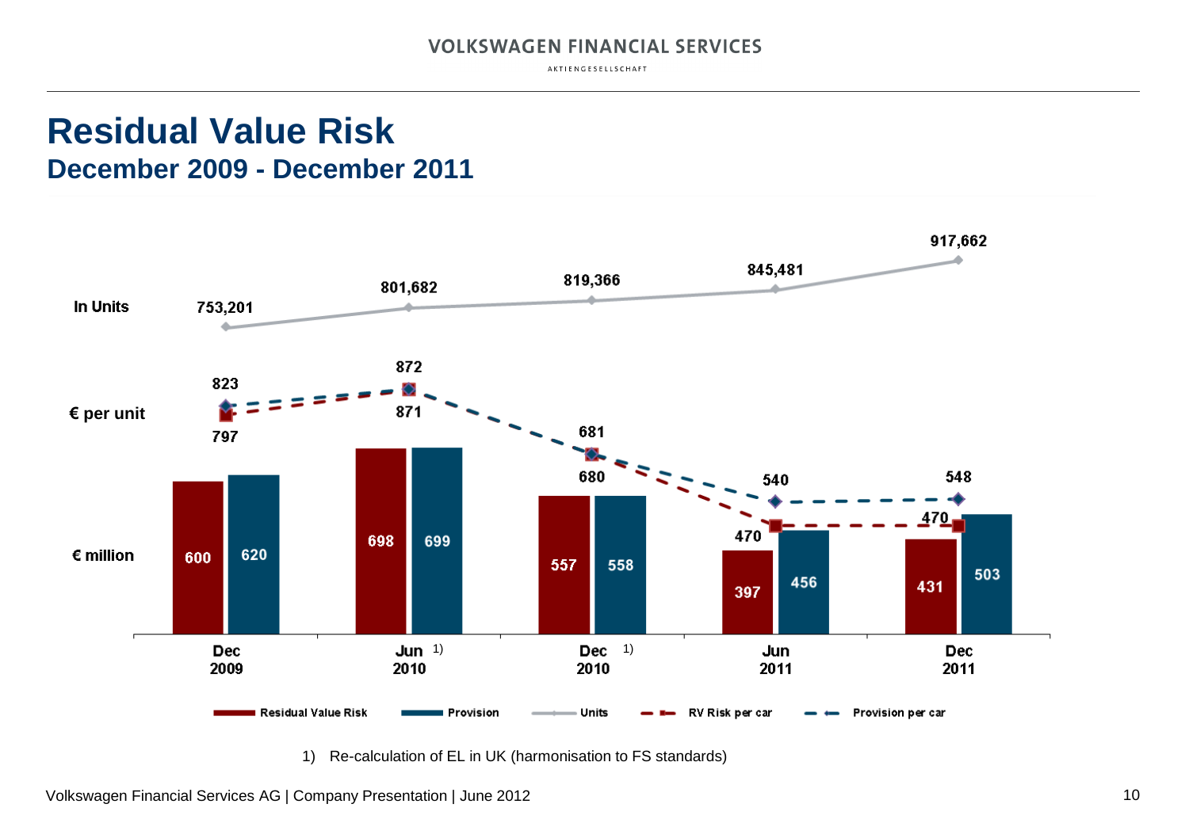# Residual Value Risk

## December 2009 - December 2011

| | Dec 2009 | Jun 2010 [1] | Dec 2010 [1] | Jun 2011 | Dec 2011 |
|---|---|---|---|---|---|
| In Units | 753,201 | 801,682 | 819,366 | 845,481 | 917,662 |
| € per unit – RV Risk per car | 797 | 871 | 680 | 470 | 470 |
| € per unit – Provision per car | 823 | 872 | 681 | 540 | 548 |
| € million – Residual Value Risk | 600 | 698 | 557 | 397 | 431 |
| € million – Provision | 620 | 699 | 558 | 456 | 503 |

Residual Value Risk | Provision | Units | RV Risk per car | Provision per car

1) Re-calculation of EL in UK (harmonisation to FS standards)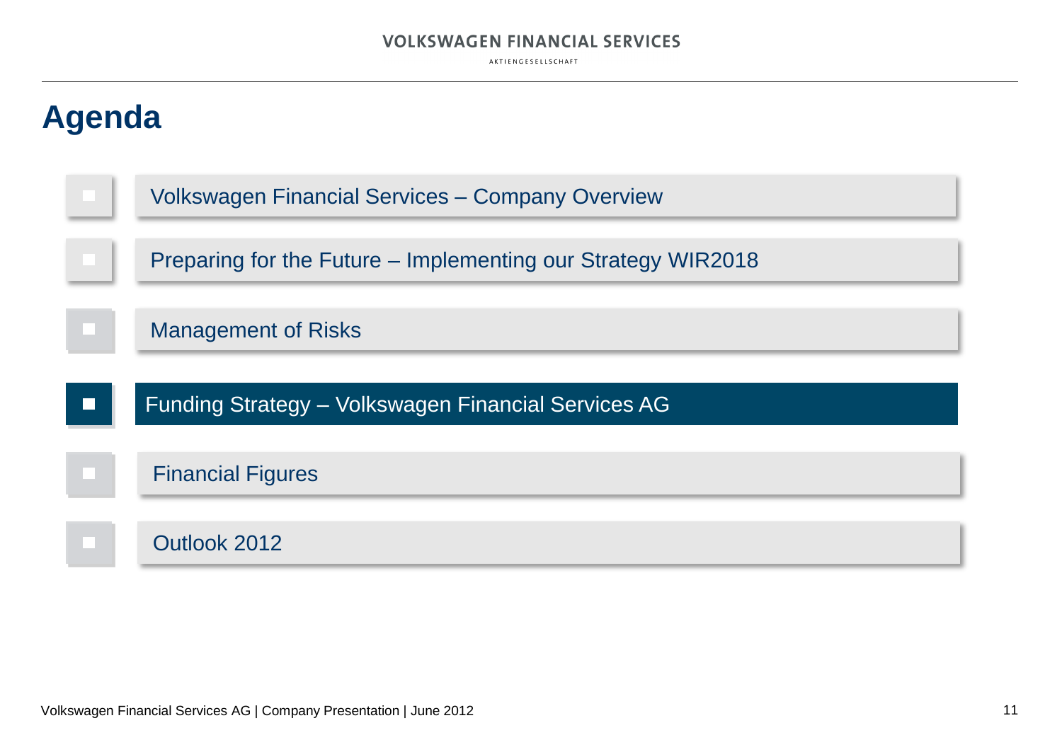# Agenda

- Volkswagen Financial Services – Company Overview
- Preparing for the Future – Implementing our Strategy WIR2018
- Management of Risks
- **Funding Strategy – Volkswagen Financial Services AG**
- Financial Figures
- Outlook 2012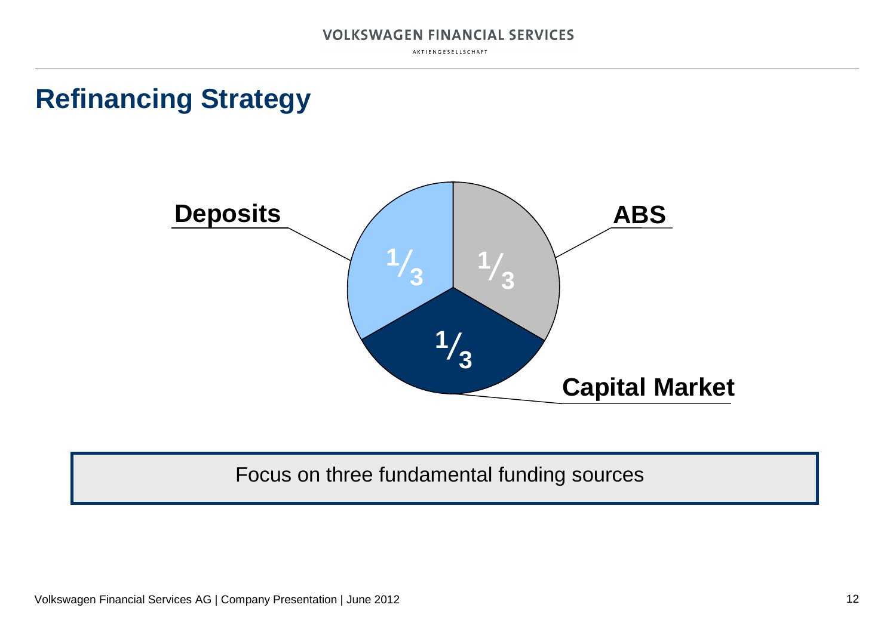# Refinancing Strategy

Deposits

$^1/_3$

ABS

$^1/_3$

Capital Market

$^1/_3$

Focus on three fundamental funding sources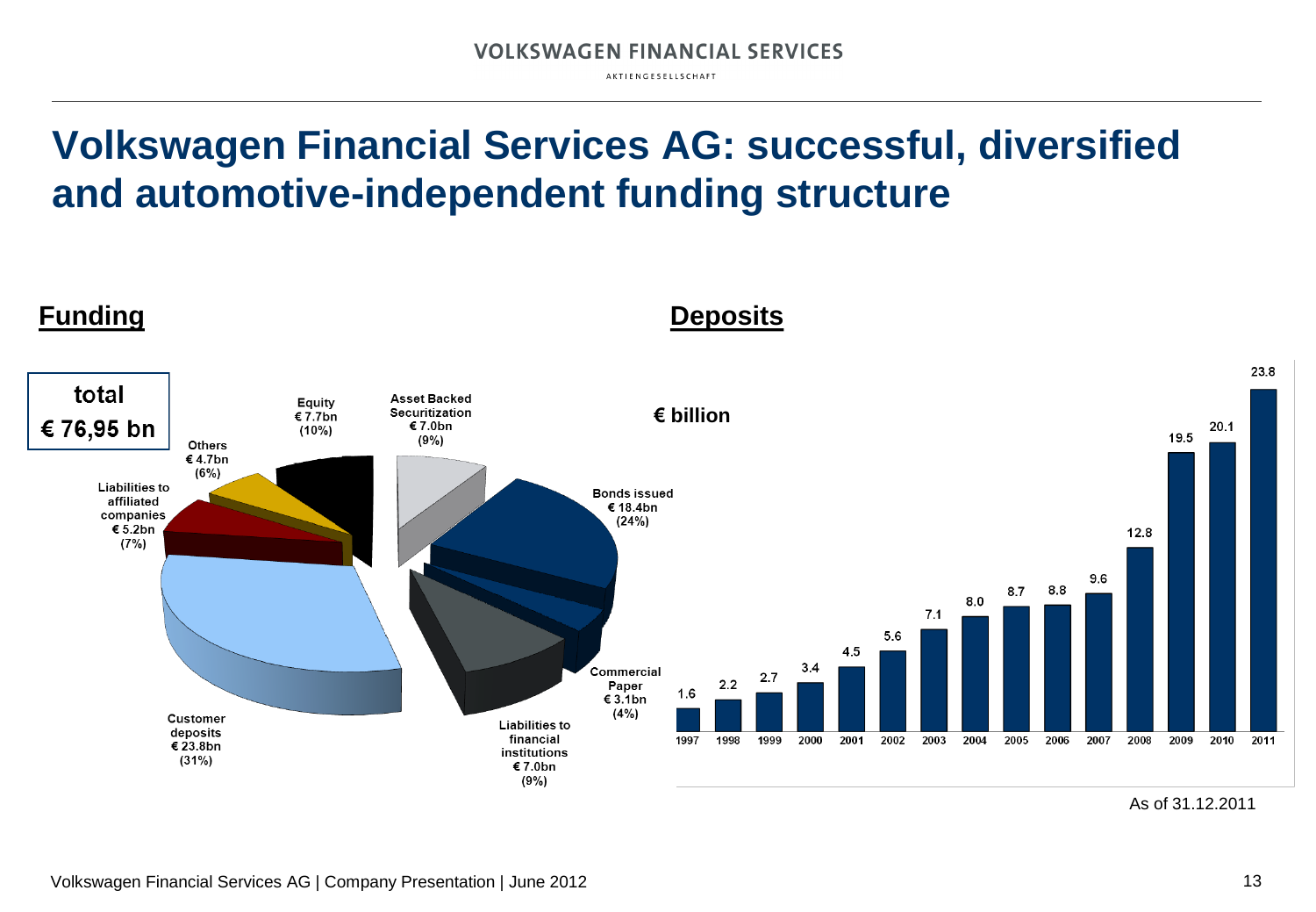# Volkswagen Financial Services AG: successful, diversified and automotive-independent funding structure

## Funding

**total € 76,95 bn**

| Funding source | Amount | Share |
|---|---|---|
| Customer deposits | € 23.8bn | (31%) |
| Bonds issued | € 18.4bn | (24%) |
| Equity | € 7.7bn | (10%) |
| Asset Backed Securitization | € 7.0bn | (9%) |
| Liabilities to financial institutions | € 7.0bn | (9%) |
| Liabilities to affiliated companies | € 5.2bn | (7%) |
| Others | € 4.7bn | (6%) |
| Commercial Paper | € 3.1bn | (4%) |

## Deposits

€ billion

| Year | 1997 | 1998 | 1999 | 2000 | 2001 | 2002 | 2003 | 2004 | 2005 | 2006 | 2007 | 2008 | 2009 | 2010 | 2011 |
|---|---|---|---|---|---|---|---|---|---|---|---|---|---|---|---|
| Deposits | 1.6 | 2.2 | 2.7 | 3.4 | 4.5 | 5.6 | 7.1 | 8.0 | 8.7 | 8.8 | 9.6 | 12.8 | 19.5 | 20.1 | 23.8 |

As of 31.12.2011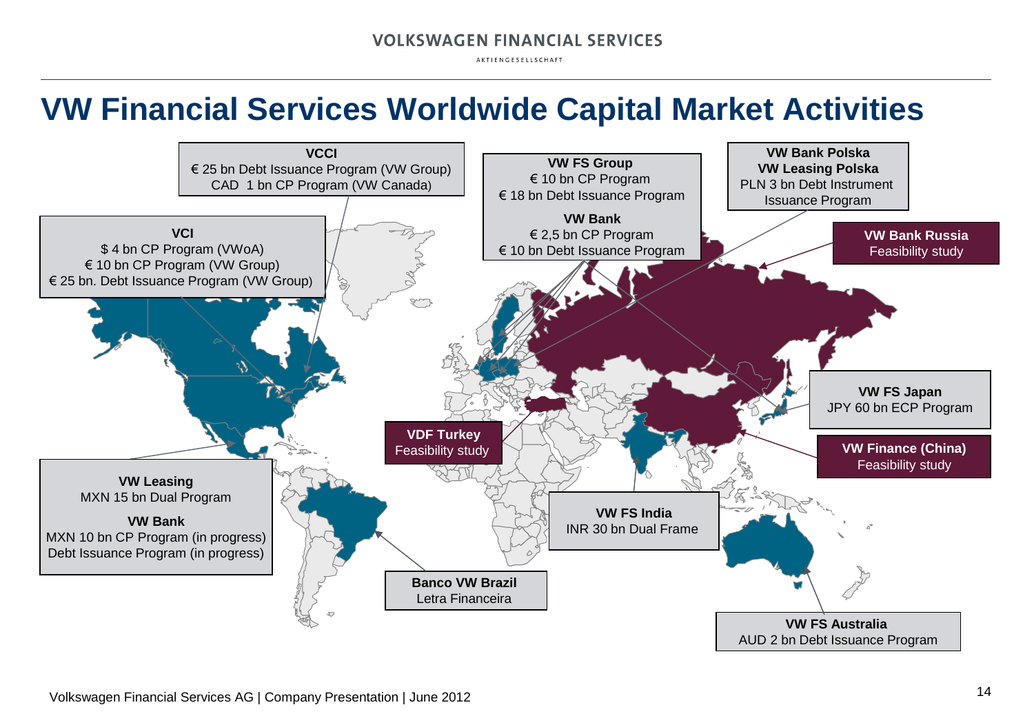# VW Financial Services Worldwide Capital Market Activities

**VCCI**
€ 25 bn Debt Issuance Program (VW Group)
CAD 1 bn CP Program (VW Canada)

**VW FS Group**
€ 10 bn CP Program
€ 18 bn Debt Issuance Program

**VW Bank**
€ 2,5 bn CP Program
€ 10 bn Debt Issuance Program

**VW Bank Polska**
**VW Leasing Polska**
PLN 3 bn Debt Instrument Issuance Program

**VCI**
$ 4 bn CP Program (VWoA)
€ 10 bn CP Program (VW Group)
€ 25 bn. Debt Issuance Program (VW Group)

**VW Bank Russia**
Feasibility study

**VW FS Japan**
JPY 60 bn ECP Program

**VDF Turkey**
Feasibility study

**VW Finance (China)**
Feasibility study

**VW Leasing**
MXN 15 bn Dual Program

**VW Bank**
MXN 10 bn CP Program (in progress)
Debt Issuance Program (in progress)

**VW FS India**
INR 30 bn Dual Frame

**Banco VW Brazil**
Letra Financeira

**VW FS Australia**
AUD 2 bn Debt Issuance Program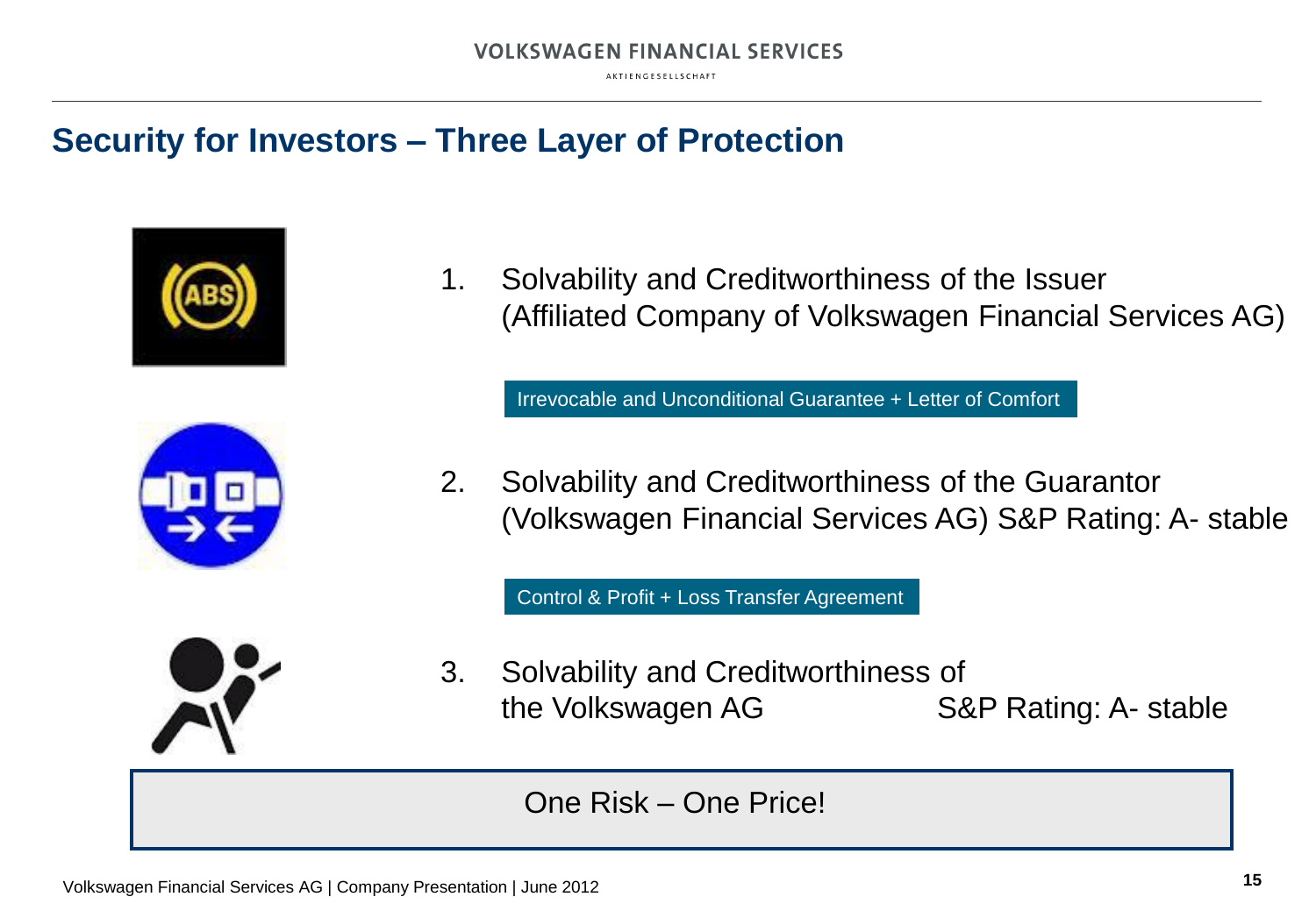## Security for Investors – Three Layer of Protection

1. Solvability and Creditworthiness of the Issuer (Affiliated Company of Volkswagen Financial Services AG)

Irrevocable and Unconditional Guarantee + Letter of Comfort

2. Solvability and Creditworthiness of the Guarantor (Volkswagen Financial Services AG) S&P Rating: A- stable

Control & Profit + Loss Transfer Agreement

3. Solvability and Creditworthiness of the Volkswagen AG S&P Rating: A- stable

**One Risk – One Price!**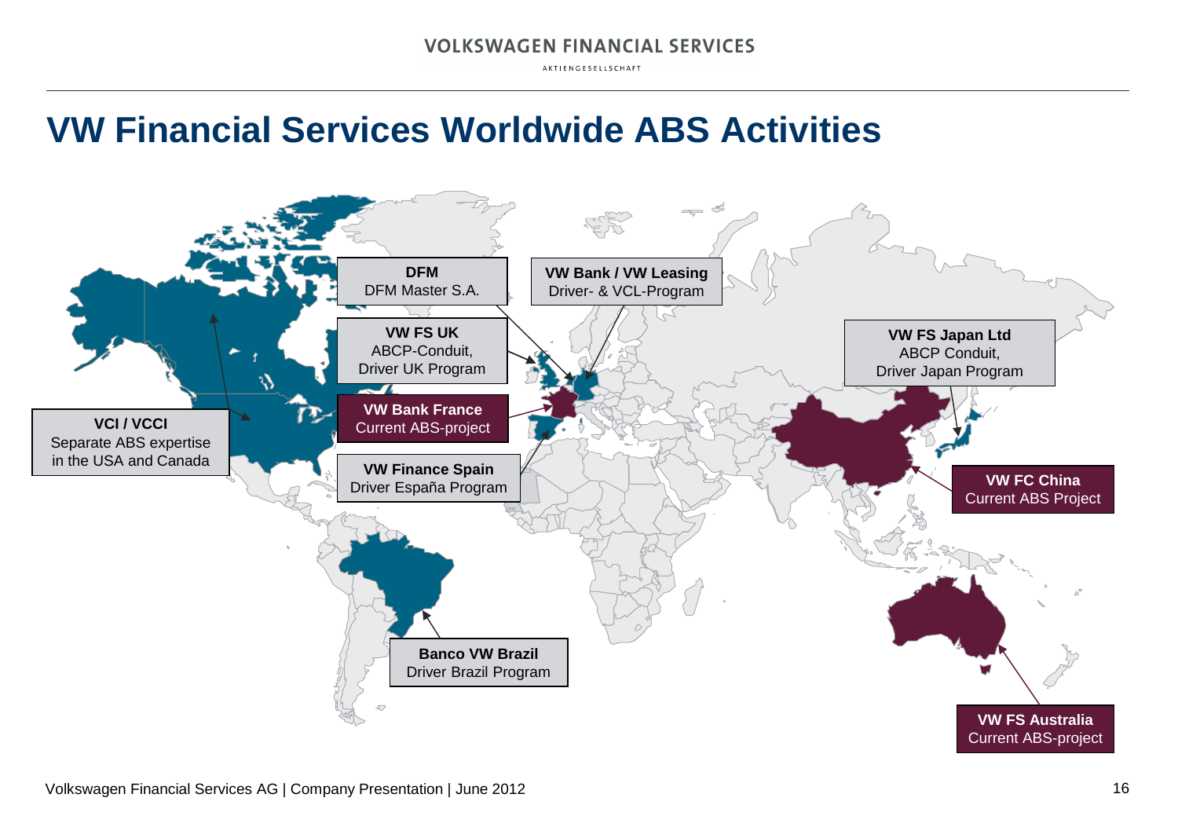# VW Financial Services Worldwide ABS Activities

**DFM**
DFM Master S.A.

**VW Bank / VW Leasing**
Driver- & VCL-Program

**VW FS UK**
ABCP-Conduit,
Driver UK Program

**VW FS Japan Ltd**
ABCP Conduit,
Driver Japan Program

**VCI / VCCI**
Separate ABS expertise in the USA and Canada

**VW Bank France**
Current ABS-project

**VW Finance Spain**
Driver España Program

**VW FC China**
Current ABS Project

**Banco VW Brazil**
Driver Brazil Program

**VW FS Australia**
Current ABS-project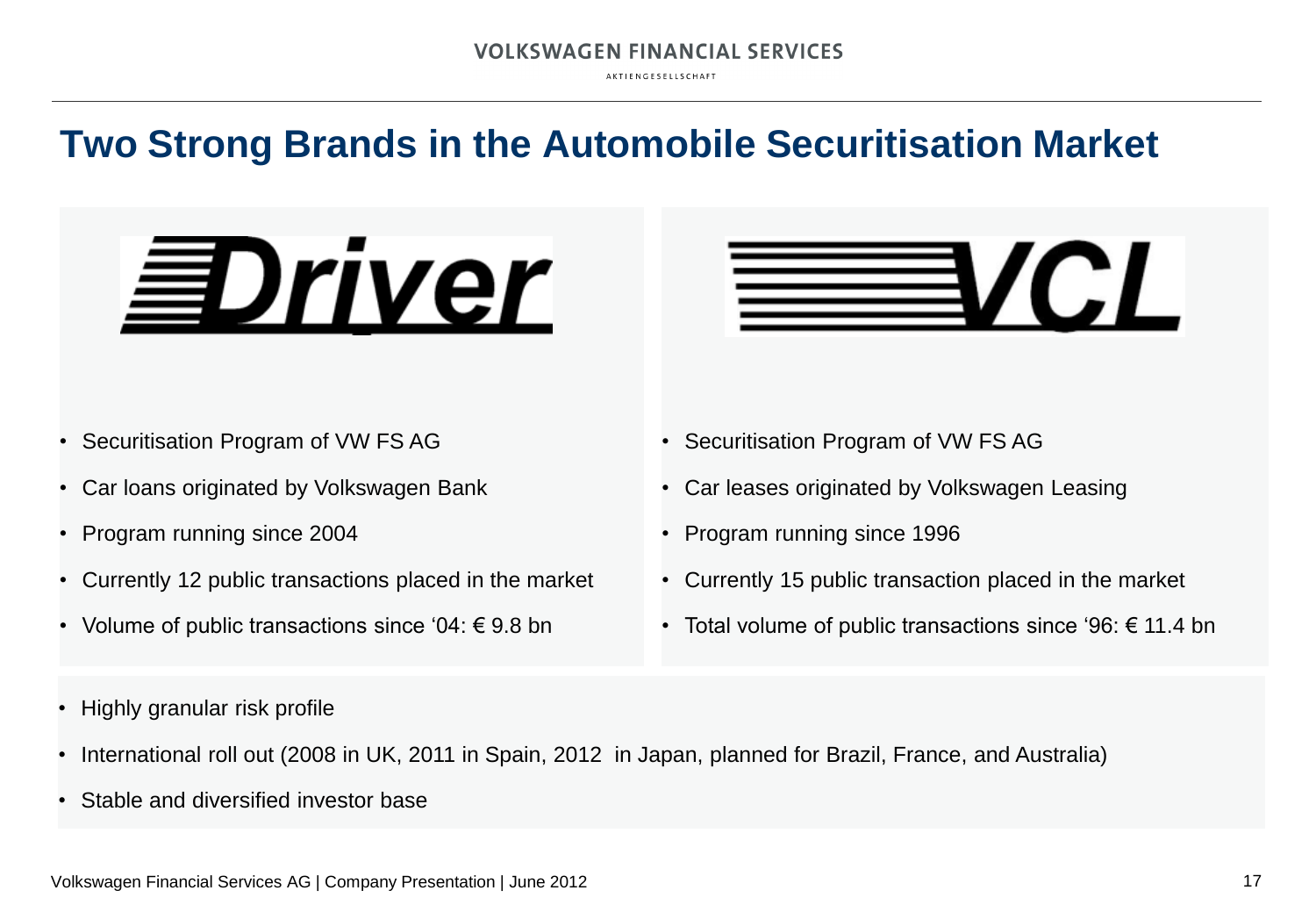# Two Strong Brands in the Automobile Securitisation Market

**Driver**

- Securitisation Program of VW FS AG
- Car loans originated by Volkswagen Bank
- Program running since 2004
- Currently 12 public transactions placed in the market
- Volume of public transactions since '04: € 9.8 bn

**VCL**

- Securitisation Program of VW FS AG
- Car leases originated by Volkswagen Leasing
- Program running since 1996
- Currently 15 public transaction placed in the market
- Total volume of public transactions since '96: € 11.4 bn

---

- Highly granular risk profile
- International roll out (2008 in UK, 2011 in Spain, 2012 in Japan, planned for Brazil, France, and Australia)
- Stable and diversified investor base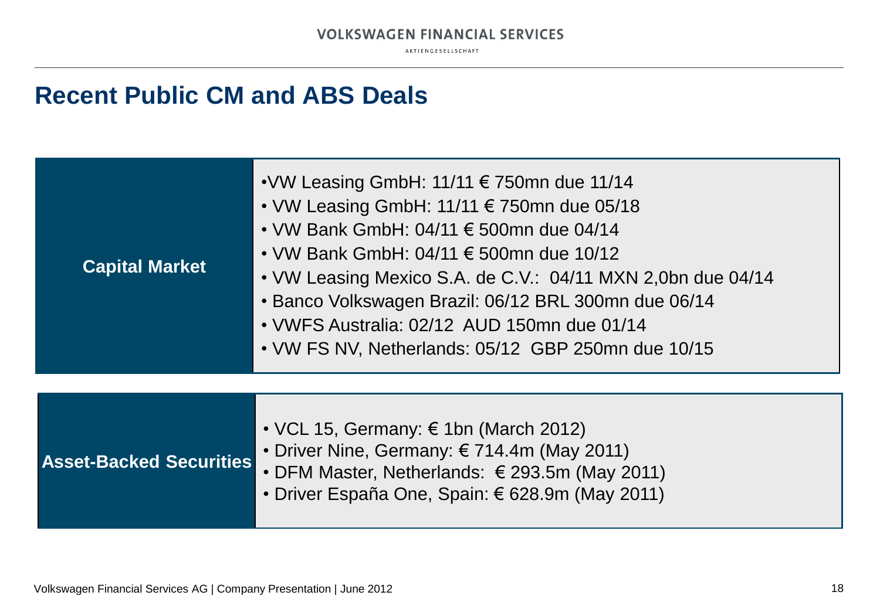# Recent Public CM and ABS Deals

| Capital Market | |
|---|---|
| | • VW Leasing GmbH: 11/11 € 750mn due 11/14 |
| | • VW Leasing GmbH: 11/11 € 750mn due 05/18 |
| | • VW Bank GmbH: 04/11 € 500mn due 04/14 |
| | • VW Bank GmbH: 04/11 € 500mn due 10/12 |
| | • VW Leasing Mexico S.A. de C.V.: 04/11 MXN 2,0bn due 04/14 |
| | • Banco Volkswagen Brazil: 06/12 BRL 300mn due 06/14 |
| | • VWFS Australia: 02/12 AUD 150mn due 01/14 |
| | • VW FS NV, Netherlands: 05/12 GBP 250mn due 10/15 |

| Asset-Backed Securities | |
|---|---|
| | • VCL 15, Germany: € 1bn (March 2012) |
| | • Driver Nine, Germany: € 714.4m (May 2011) |
| | • DFM Master, Netherlands: € 293.5m (May 2011) |
| | • Driver España One, Spain: € 628.9m (May 2011) |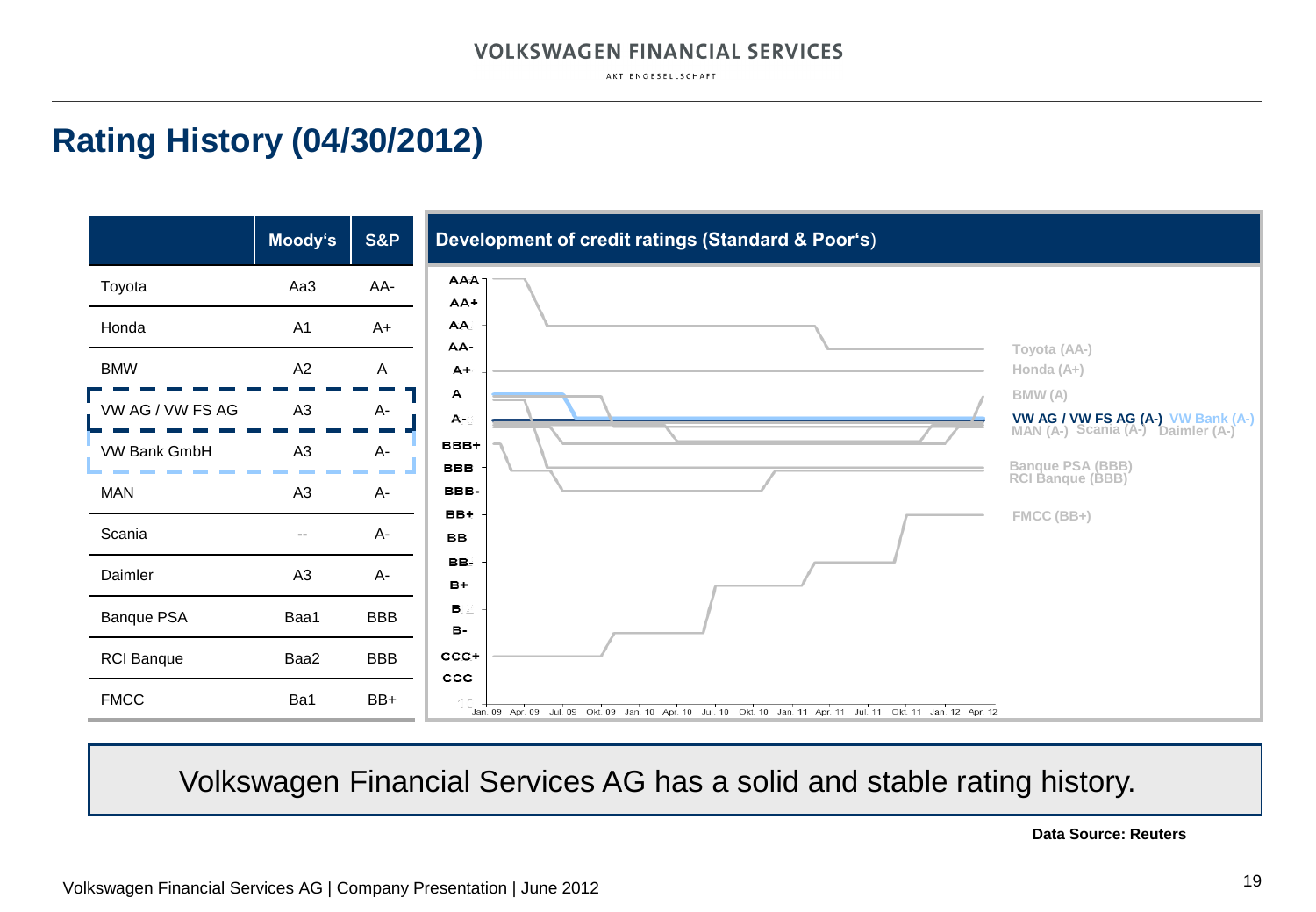# Rating History (04/30/2012)

| | Moody's | S&P |
|---|---|---|
| Toyota | Aa3 | AA- |
| Honda | A1 | A+ |
| BMW | A2 | A |
| VW AG / VW FS AG | A3 | A- |
| VW Bank GmbH | A3 | A- |
| MAN | A3 | A- |
| Scania | -- | A- |
| Daimler | A3 | A- |
| Banque PSA | Baa1 | BBB |
| RCI Banque | Baa2 | BBB |
| FMCC | Ba1 | BB+ |

**Development of credit ratings (Standard & Poor's)**

Y-axis: AAA, AA+, AA, AA-, A+, A, A-, BBB+, BBB, BBB-, BB+, BB, BB-, B+, B, B-, CCC+, CCC

X-axis: Jan. 09, Apr. 09, Jul. 09, Okt. 09, Jan. 10, Apr. 10, Jul. 10, Okt. 10, Jan. 11, Apr. 11, Jul. 11, Okt. 11, Jan. 12, Apr. 12

Legend: Toyota (AA-), Honda (A+), BMW (A), VW AG / VW FS AG (A-), VW Bank (A-), MAN (A-), Scania (A-), Daimler (A-), Banque PSA (BBB), RCI Banque (BBB), FMCC (BB+)

Volkswagen Financial Services AG has a solid and stable rating history.

**Data Source: Reuters**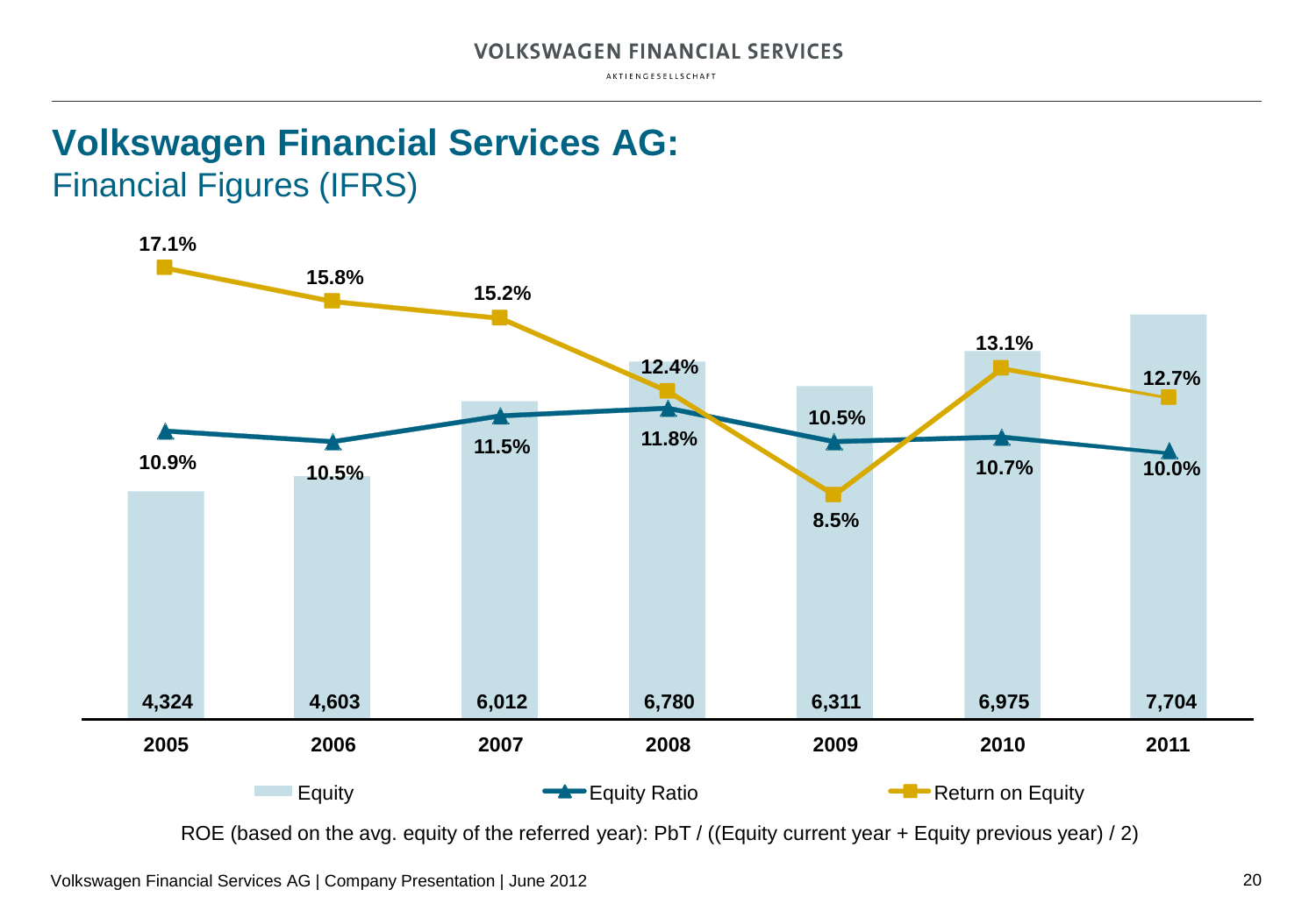# Volkswagen Financial Services AG:

## Financial Figures (IFRS)

| | 2005 | 2006 | 2007 | 2008 | 2009 | 2010 | 2011 |
|---|---|---|---|---|---|---|---|
| Equity | 4,324 | 4,603 | 6,012 | 6,780 | 6,311 | 6,975 | 7,704 |
| Equity Ratio | 10.9% | 10.5% | 11.5% | 11.8% | 10.5% | 10.7% | 10.0% |
| Return on Equity | 17.1% | 15.8% | 15.2% | 12.4% | 8.5% | 13.1% | 12.7% |

ROE (based on the avg. equity of the referred year): PbT / ((Equity current year + Equity previous year) / 2)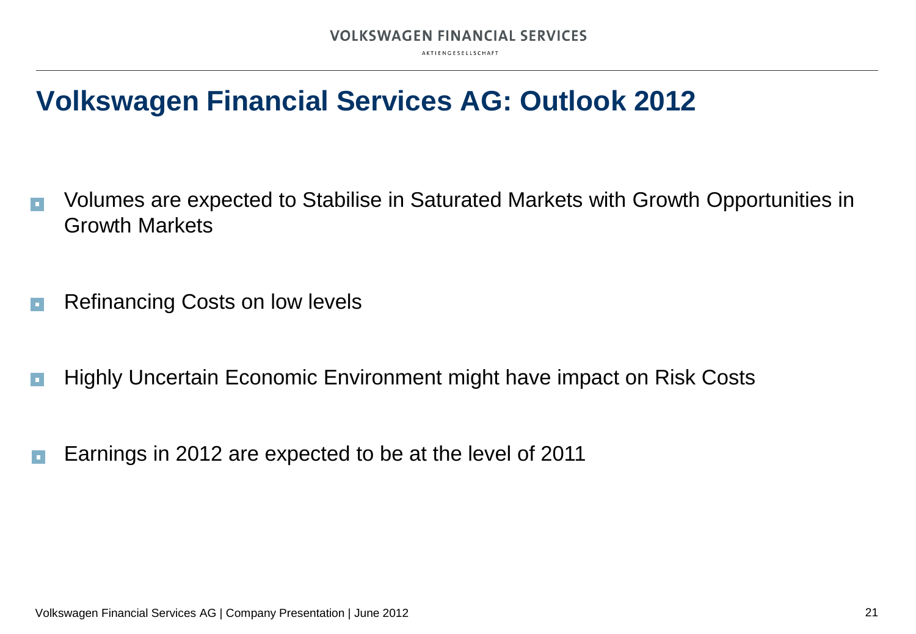# Volkswagen Financial Services AG: Outlook 2012

- Volumes are expected to Stabilise in Saturated Markets with Growth Opportunities in Growth Markets
- Refinancing Costs on low levels
- Highly Uncertain Economic Environment might have impact on Risk Costs
- Earnings in 2012 are expected to be at the level of 2011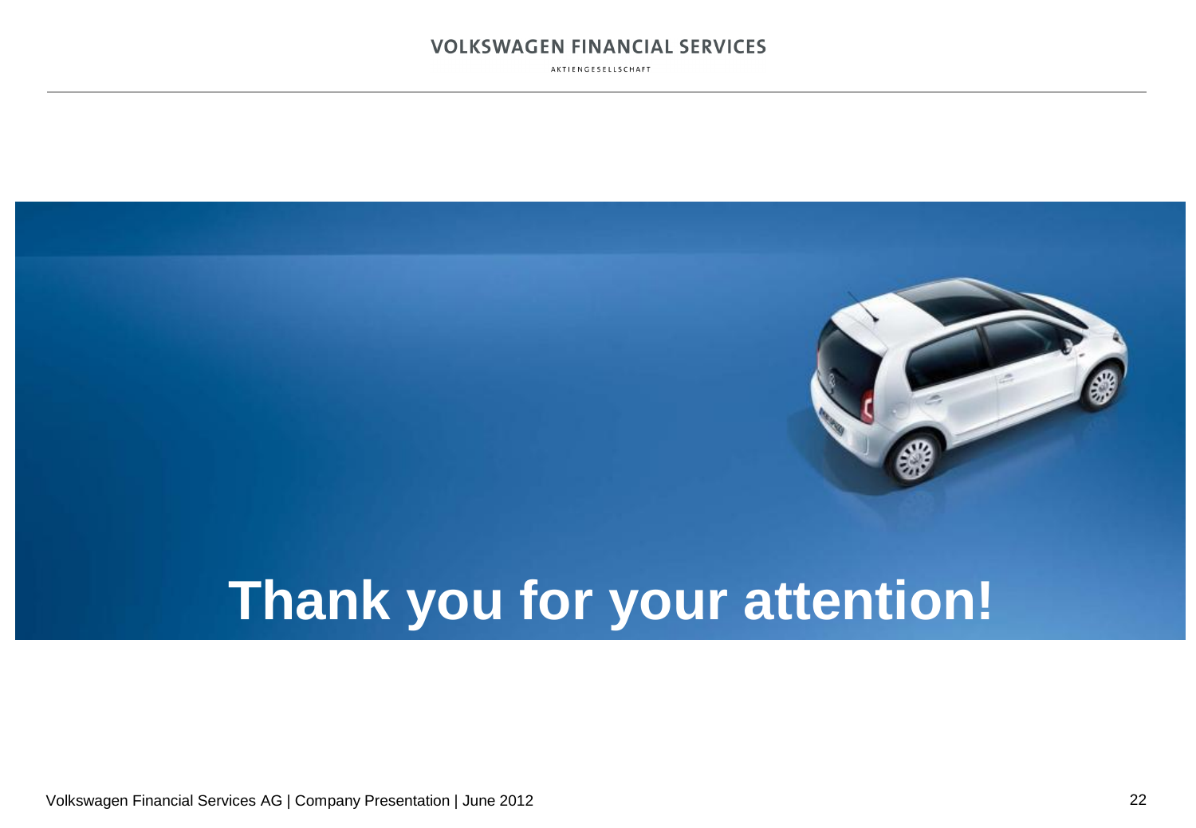# Thank you for your attention!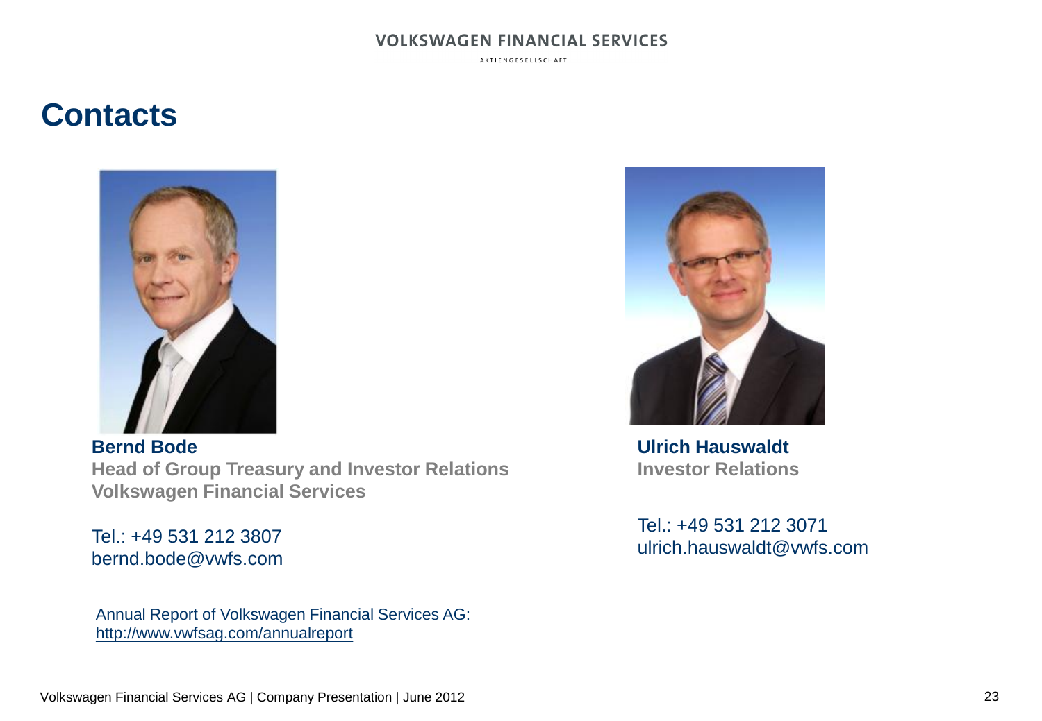# Contacts

**Bernd Bode**
**Head of Group Treasury and Investor Relations**
**Volkswagen Financial Services**

Tel.: +49 531 212 3807
bernd.bode@vwfs.com

**Ulrich Hauswaldt**
**Investor Relations**

Tel.: +49 531 212 3071
ulrich.hauswaldt@vwfs.com

Annual Report of Volkswagen Financial Services AG:
http://www.vwfsag.com/annualreport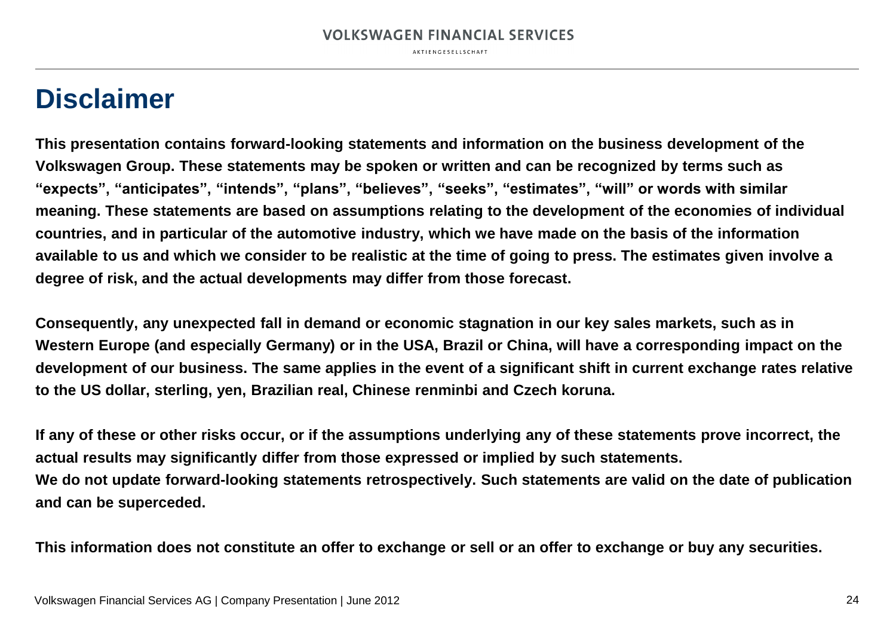# Disclaimer

**This presentation contains forward-looking statements and information on the business development of the Volkswagen Group. These statements may be spoken or written and can be recognized by terms such as "expects", "anticipates", "intends", "plans", "believes", "seeks", "estimates", "will" or words with similar meaning. These statements are based on assumptions relating to the development of the economies of individual countries, and in particular of the automotive industry, which we have made on the basis of the information available to us and which we consider to be realistic at the time of going to press. The estimates given involve a degree of risk, and the actual developments may differ from those forecast.**

**Consequently, any unexpected fall in demand or economic stagnation in our key sales markets, such as in Western Europe (and especially Germany) or in the USA, Brazil or China, will have a corresponding impact on the development of our business. The same applies in the event of a significant shift in current exchange rates relative to the US dollar, sterling, yen, Brazilian real, Chinese renminbi and Czech koruna.**

**If any of these or other risks occur, or if the assumptions underlying any of these statements prove incorrect, the actual results may significantly differ from those expressed or implied by such statements.**
**We do not update forward-looking statements retrospectively. Such statements are valid on the date of publication and can be superceded.**

**This information does not constitute an offer to exchange or sell or an offer to exchange or buy any securities.**